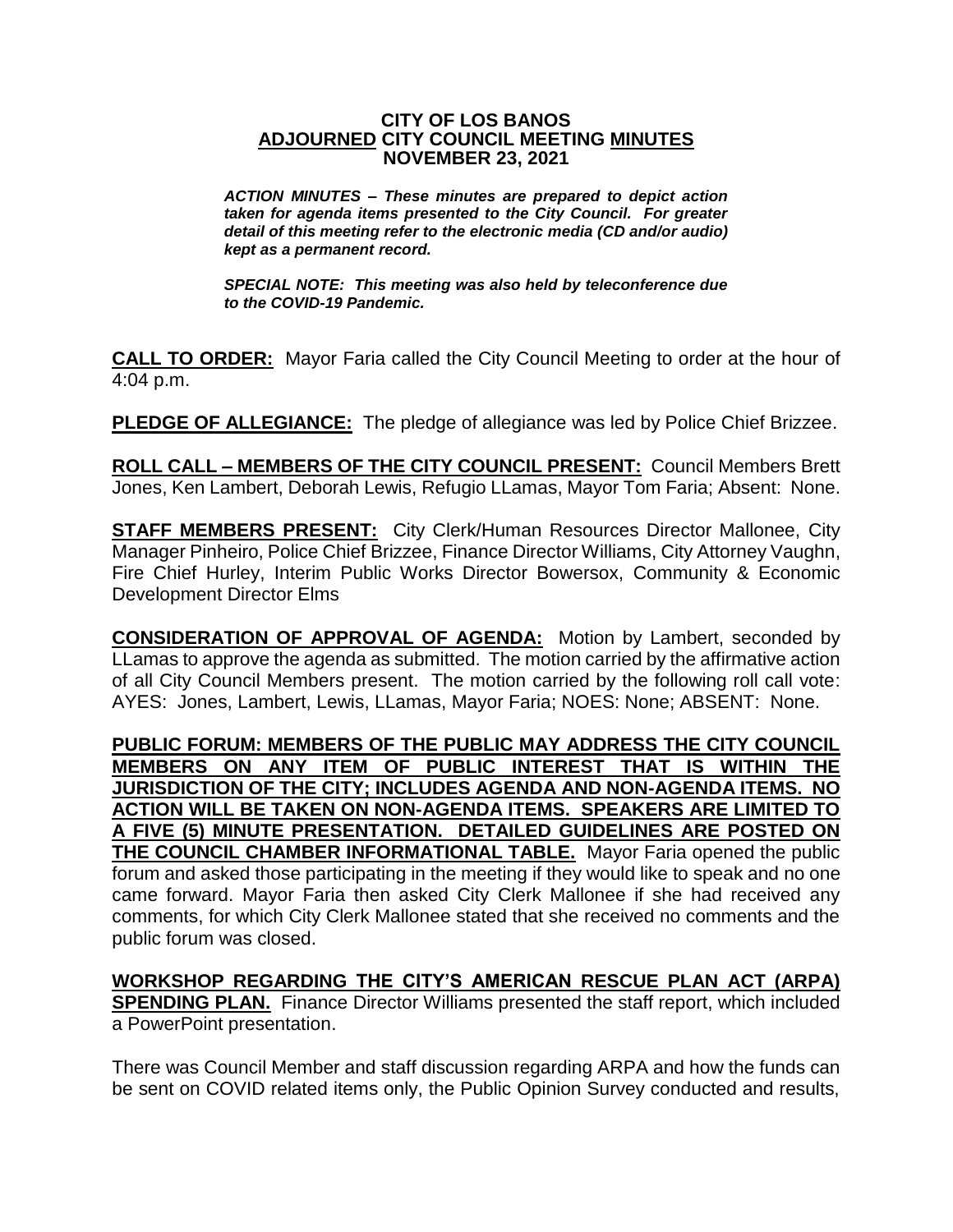**CITY OF LOS BANOS**
**ADJOURNED CITY COUNCIL MEETING MINUTES**
**NOVEMBER 23, 2021**

***ACTION MINUTES – These minutes are prepared to depict action taken for agenda items presented to the City Council. For greater detail of this meeting refer to the electronic media (CD and/or audio) kept as a permanent record.***

***SPECIAL NOTE: This meeting was also held by teleconference due to the COVID-19 Pandemic.***

**CALL TO ORDER:** Mayor Faria called the City Council Meeting to order at the hour of 4:04 p.m.

**PLEDGE OF ALLEGIANCE:** The pledge of allegiance was led by Police Chief Brizzee.

**ROLL CALL – MEMBERS OF THE CITY COUNCIL PRESENT:** Council Members Brett Jones, Ken Lambert, Deborah Lewis, Refugio LLamas, Mayor Tom Faria; Absent: None.

**STAFF MEMBERS PRESENT:** City Clerk/Human Resources Director Mallonee, City Manager Pinheiro, Police Chief Brizzee, Finance Director Williams, City Attorney Vaughn, Fire Chief Hurley, Interim Public Works Director Bowersox, Community & Economic Development Director Elms

**CONSIDERATION OF APPROVAL OF AGENDA:** Motion by Lambert, seconded by LLamas to approve the agenda as submitted. The motion carried by the affirmative action of all City Council Members present. The motion carried by the following roll call vote: AYES: Jones, Lambert, Lewis, LLamas, Mayor Faria; NOES: None; ABSENT: None.

**PUBLIC FORUM: MEMBERS OF THE PUBLIC MAY ADDRESS THE CITY COUNCIL MEMBERS ON ANY ITEM OF PUBLIC INTEREST THAT IS WITHIN THE JURISDICTION OF THE CITY; INCLUDES AGENDA AND NON-AGENDA ITEMS. NO ACTION WILL BE TAKEN ON NON-AGENDA ITEMS. SPEAKERS ARE LIMITED TO A FIVE (5) MINUTE PRESENTATION. DETAILED GUIDELINES ARE POSTED ON THE COUNCIL CHAMBER INFORMATIONAL TABLE.** Mayor Faria opened the public forum and asked those participating in the meeting if they would like to speak and no one came forward. Mayor Faria then asked City Clerk Mallonee if she had received any comments, for which City Clerk Mallonee stated that she received no comments and the public forum was closed.

**WORKSHOP REGARDING THE CITY'S AMERICAN RESCUE PLAN ACT (ARPA) SPENDING PLAN.** Finance Director Williams presented the staff report, which included a PowerPoint presentation.

There was Council Member and staff discussion regarding ARPA and how the funds can be sent on COVID related items only, the Public Opinion Survey conducted and results,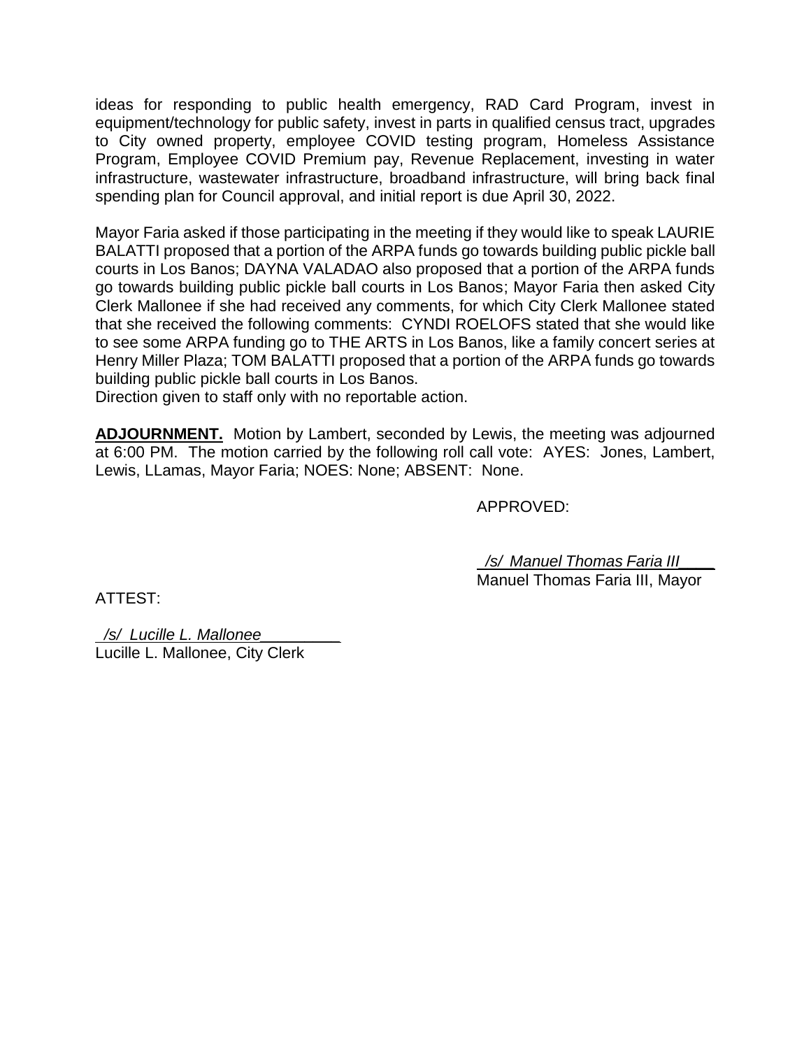ideas for responding to public health emergency, RAD Card Program, invest in equipment/technology for public safety, invest in parts in qualified census tract, upgrades to City owned property, employee COVID testing program, Homeless Assistance Program, Employee COVID Premium pay, Revenue Replacement, investing in water infrastructure, wastewater infrastructure, broadband infrastructure, will bring back final spending plan for Council approval, and initial report is due April 30, 2022.

Mayor Faria asked if those participating in the meeting if they would like to speak LAURIE BALATTI proposed that a portion of the ARPA funds go towards building public pickle ball courts in Los Banos; DAYNA VALADAO also proposed that a portion of the ARPA funds go towards building public pickle ball courts in Los Banos; Mayor Faria then asked City Clerk Mallonee if she had received any comments, for which City Clerk Mallonee stated that she received the following comments: CYNDI ROELOFS stated that she would like to see some ARPA funding go to THE ARTS in Los Banos, like a family concert series at Henry Miller Plaza; TOM BALATTI proposed that a portion of the ARPA funds go towards building public pickle ball courts in Los Banos.
Direction given to staff only with no reportable action.

**ADJOURNMENT.** Motion by Lambert, seconded by Lewis, the meeting was adjourned at 6:00 PM. The motion carried by the following roll call vote: AYES: Jones, Lambert, Lewis, LLamas, Mayor Faria; NOES: None; ABSENT: None.

APPROVED:

*/s/ Manuel Thomas Faria III*
Manuel Thomas Faria III, Mayor

ATTEST:

*/s/ Lucille L. Mallonee*
Lucille L. Mallonee, City Clerk